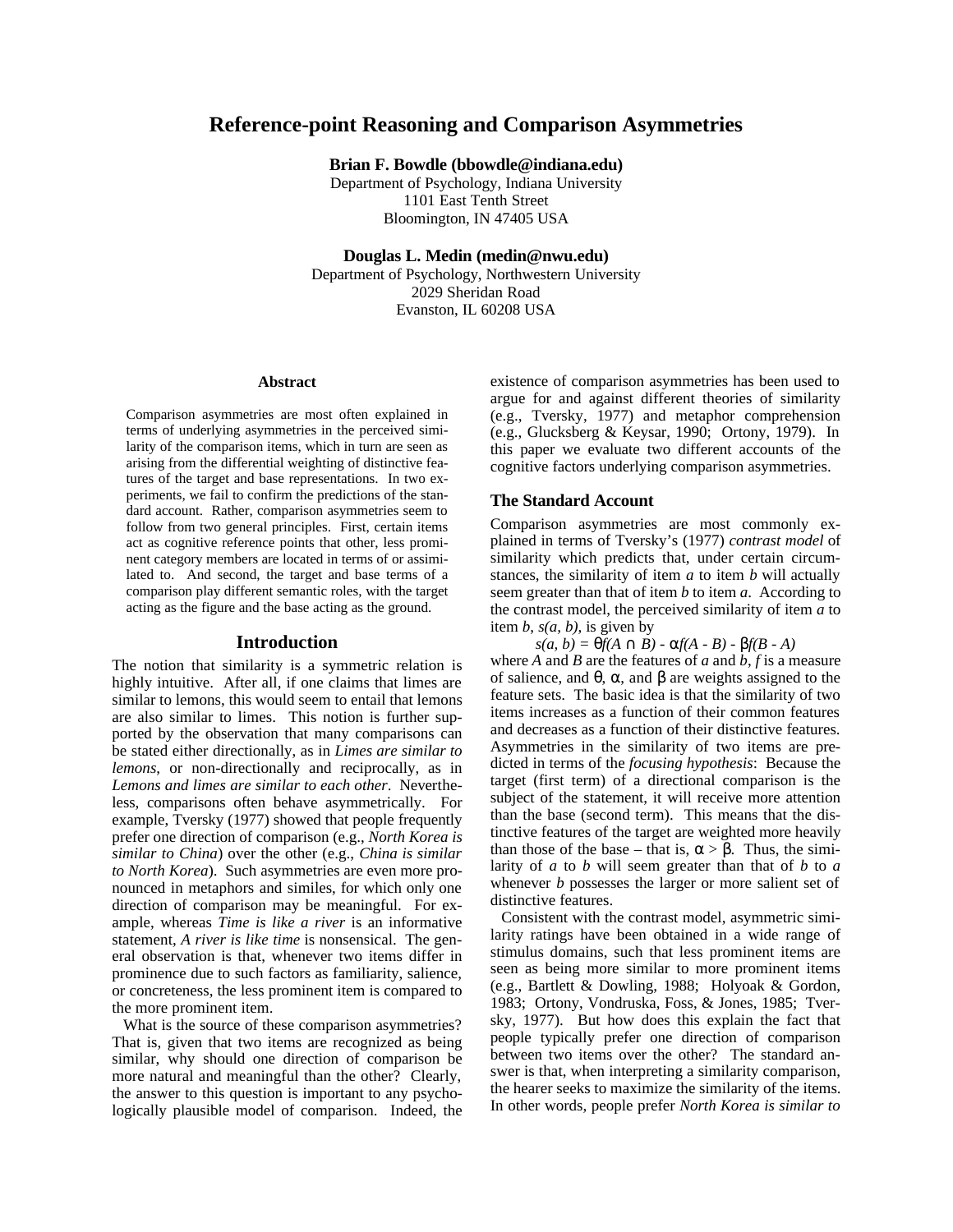# Reference-point Reasoning and Comparison Asymmetries

**Brian F. Bowdle (bbowdle@indiana.edu)**
Department of Psychology, Indiana University
1101 East Tenth Street
Bloomington, IN 47405 USA

**Douglas L. Medin (medin@nwu.edu)**
Department of Psychology, Northwestern University
2029 Sheridan Road
Evanston, IL 60208 USA

## Abstract

Comparison asymmetries are most often explained in terms of underlying asymmetries in the perceived similarity of the comparison items, which in turn are seen as arising from the differential weighting of distinctive features of the target and base representations. In two experiments, we fail to confirm the predictions of the standard account. Rather, comparison asymmetries seem to follow from two general principles. First, certain items act as cognitive reference points that other, less prominent category members are located in terms of or assimilated to. And second, the target and base terms of a comparison play different semantic roles, with the target acting as the figure and the base acting as the ground.

## Introduction

The notion that similarity is a symmetric relation is highly intuitive. After all, if one claims that limes are similar to lemons, this would seem to entail that lemons are also similar to limes. This notion is further supported by the observation that many comparisons can be stated either directionally, as in *Limes are similar to lemons*, or non-directionally and reciprocally, as in *Lemons and limes are similar to each other*. Nevertheless, comparisons often behave asymmetrically. For example, Tversky (1977) showed that people frequently prefer one direction of comparison (e.g., *North Korea is similar to China*) over the other (e.g., *China is similar to North Korea*). Such asymmetries are even more pronounced in metaphors and similes, for which only one direction of comparison may be meaningful. For example, whereas *Time is like a river* is an informative statement, *A river is like time* is nonsensical. The general observation is that, whenever two items differ in prominence due to such factors as familiarity, salience, or concreteness, the less prominent item is compared to the more prominent item.

What is the source of these comparison asymmetries? That is, given that two items are recognized as being similar, why should one direction of comparison be more natural and meaningful than the other? Clearly, the answer to this question is important to any psychologically plausible model of comparison. Indeed, the existence of comparison asymmetries has been used to argue for and against different theories of similarity (e.g., Tversky, 1977) and metaphor comprehension (e.g., Glucksberg & Keysar, 1990; Ortony, 1979). In this paper we evaluate two different accounts of the cognitive factors underlying comparison asymmetries.

### The Standard Account

Comparison asymmetries are most commonly explained in terms of Tversky's (1977) *contrast model* of similarity which predicts that, under certain circumstances, the similarity of item *a* to item *b* will actually seem greater than that of item *b* to item *a*. According to the contrast model, the perceived similarity of item *a* to item *b*, $s(a, b)$, is given by

$$s(a, b) = \theta f(A \cap B) - \alpha f(A - B) - \beta f(B - A)$$

where *A* and *B* are the features of *a* and *b*, *f* is a measure of salience, and $\theta$, $\alpha$, and $\beta$ are weights assigned to the feature sets. The basic idea is that the similarity of two items increases as a function of their common features and decreases as a function of their distinctive features. Asymmetries in the similarity of two items are predicted in terms of the *focusing hypothesis*: Because the target (first term) of a directional comparison is the subject of the statement, it will receive more attention than the base (second term). This means that the distinctive features of the target are weighted more heavily than those of the base – that is, $\alpha > \beta$. Thus, the similarity of *a* to *b* will seem greater than that of *b* to *a* whenever *b* possesses the larger or more salient set of distinctive features.

Consistent with the contrast model, asymmetric similarity ratings have been obtained in a wide range of stimulus domains, such that less prominent items are seen as being more similar to more prominent items (e.g., Bartlett & Dowling, 1988; Holyoak & Gordon, 1983; Ortony, Vondruska, Foss, & Jones, 1985; Tversky, 1977). But how does this explain the fact that people typically prefer one direction of comparison between two items over the other? The standard answer is that, when interpreting a similarity comparison, the hearer seeks to maximize the similarity of the items. In other words, people prefer *North Korea is similar to*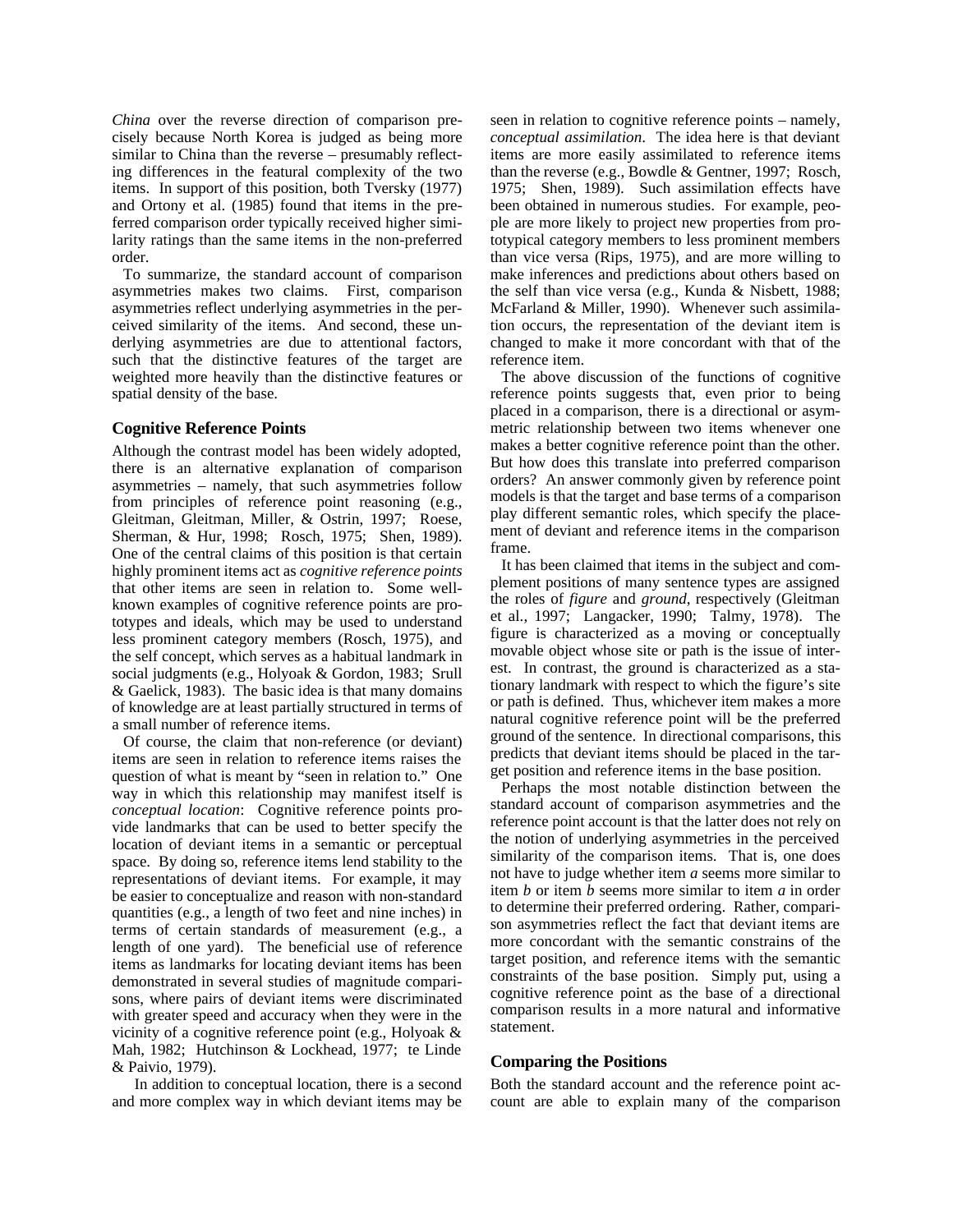*China* over the reverse direction of comparison precisely because North Korea is judged as being more similar to China than the reverse – presumably reflecting differences in the featural complexity of the two items. In support of this position, both Tversky (1977) and Ortony et al. (1985) found that items in the preferred comparison order typically received higher similarity ratings than the same items in the non-preferred order.

To summarize, the standard account of comparison asymmetries makes two claims. First, comparison asymmetries reflect underlying asymmetries in the perceived similarity of the items. And second, these underlying asymmetries are due to attentional factors, such that the distinctive features of the target are weighted more heavily than the distinctive features or spatial density of the base.

## Cognitive Reference Points

Although the contrast model has been widely adopted, there is an alternative explanation of comparison asymmetries – namely, that such asymmetries follow from principles of reference point reasoning (e.g., Gleitman, Gleitman, Miller, & Ostrin, 1997; Roese, Sherman, & Hur, 1998; Rosch, 1975; Shen, 1989). One of the central claims of this position is that certain highly prominent items act as *cognitive reference points* that other items are seen in relation to. Some well-known examples of cognitive reference points are prototypes and ideals, which may be used to understand less prominent category members (Rosch, 1975), and the self concept, which serves as a habitual landmark in social judgments (e.g., Holyoak & Gordon, 1983; Srull & Gaelick, 1983). The basic idea is that many domains of knowledge are at least partially structured in terms of a small number of reference items.

Of course, the claim that non-reference (or deviant) items are seen in relation to reference items raises the question of what is meant by "seen in relation to." One way in which this relationship may manifest itself is *conceptual location*: Cognitive reference points provide landmarks that can be used to better specify the location of deviant items in a semantic or perceptual space. By doing so, reference items lend stability to the representations of deviant items. For example, it may be easier to conceptualize and reason with non-standard quantities (e.g., a length of two feet and nine inches) in terms of certain standards of measurement (e.g., a length of one yard). The beneficial use of reference items as landmarks for locating deviant items has been demonstrated in several studies of magnitude comparisons, where pairs of deviant items were discriminated with greater speed and accuracy when they were in the vicinity of a cognitive reference point (e.g., Holyoak & Mah, 1982; Hutchinson & Lockhead, 1977; te Linde & Paivio, 1979).

In addition to conceptual location, there is a second and more complex way in which deviant items may be seen in relation to cognitive reference points – namely, *conceptual assimilation*. The idea here is that deviant items are more easily assimilated to reference items than the reverse (e.g., Bowdle & Gentner, 1997; Rosch, 1975; Shen, 1989). Such assimilation effects have been obtained in numerous studies. For example, people are more likely to project new properties from prototypical category members to less prominent members than vice versa (Rips, 1975), and are more willing to make inferences and predictions about others based on the self than vice versa (e.g., Kunda & Nisbett, 1988; McFarland & Miller, 1990). Whenever such assimilation occurs, the representation of the deviant item is changed to make it more concordant with that of the reference item.

The above discussion of the functions of cognitive reference points suggests that, even prior to being placed in a comparison, there is a directional or asymmetric relationship between two items whenever one makes a better cognitive reference point than the other. But how does this translate into preferred comparison orders? An answer commonly given by reference point models is that the target and base terms of a comparison play different semantic roles, which specify the placement of deviant and reference items in the comparison frame.

It has been claimed that items in the subject and complement positions of many sentence types are assigned the roles of *figure* and *ground*, respectively (Gleitman et al., 1997; Langacker, 1990; Talmy, 1978). The figure is characterized as a moving or conceptually movable object whose site or path is the issue of interest. In contrast, the ground is characterized as a stationary landmark with respect to which the figure's site or path is defined. Thus, whichever item makes a more natural cognitive reference point will be the preferred ground of the sentence. In directional comparisons, this predicts that deviant items should be placed in the target position and reference items in the base position.

Perhaps the most notable distinction between the standard account of comparison asymmetries and the reference point account is that the latter does not rely on the notion of underlying asymmetries in the perceived similarity of the comparison items. That is, one does not have to judge whether item *a* seems more similar to item *b* or item *b* seems more similar to item *a* in order to determine their preferred ordering. Rather, comparison asymmetries reflect the fact that deviant items are more concordant with the semantic constrains of the target position, and reference items with the semantic constraints of the base position. Simply put, using a cognitive reference point as the base of a directional comparison results in a more natural and informative statement.

## Comparing the Positions

Both the standard account and the reference point account are able to explain many of the comparison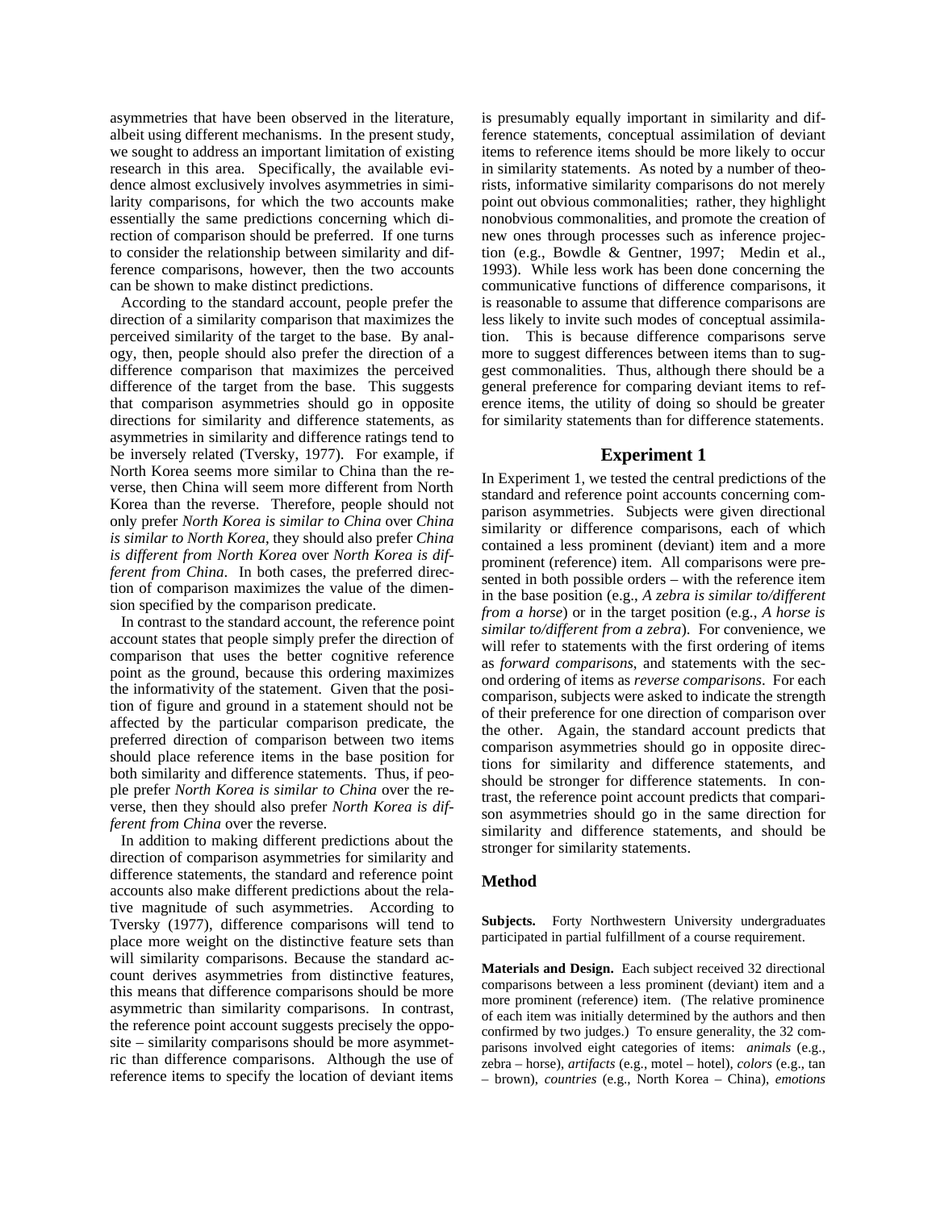asymmetries that have been observed in the literature, albeit using different mechanisms. In the present study, we sought to address an important limitation of existing research in this area. Specifically, the available evidence almost exclusively involves asymmetries in similarity comparisons, for which the two accounts make essentially the same predictions concerning which direction of comparison should be preferred. If one turns to consider the relationship between similarity and difference comparisons, however, then the two accounts can be shown to make distinct predictions.

According to the standard account, people prefer the direction of a similarity comparison that maximizes the perceived similarity of the target to the base. By analogy, then, people should also prefer the direction of a difference comparison that maximizes the perceived difference of the target from the base. This suggests that comparison asymmetries should go in opposite directions for similarity and difference statements, as asymmetries in similarity and difference ratings tend to be inversely related (Tversky, 1977). For example, if North Korea seems more similar to China than the reverse, then China will seem more different from North Korea than the reverse. Therefore, people should not only prefer *North Korea is similar to China* over *China is similar to North Korea*, they should also prefer *China is different from North Korea* over *North Korea is different from China*. In both cases, the preferred direction of comparison maximizes the value of the dimension specified by the comparison predicate.

In contrast to the standard account, the reference point account states that people simply prefer the direction of comparison that uses the better cognitive reference point as the ground, because this ordering maximizes the informativity of the statement. Given that the position of figure and ground in a statement should not be affected by the particular comparison predicate, the preferred direction of comparison between two items should place reference items in the base position for both similarity and difference statements. Thus, if people prefer *North Korea is similar to China* over the reverse, then they should also prefer *North Korea is different from China* over the reverse.

In addition to making different predictions about the direction of comparison asymmetries for similarity and difference statements, the standard and reference point accounts also make different predictions about the relative magnitude of such asymmetries. According to Tversky (1977), difference comparisons will tend to place more weight on the distinctive feature sets than will similarity comparisons. Because the standard account derives asymmetries from distinctive features, this means that difference comparisons should be more asymmetric than similarity comparisons. In contrast, the reference point account suggests precisely the opposite – similarity comparisons should be more asymmetric than difference comparisons. Although the use of reference items to specify the location of deviant items is presumably equally important in similarity and difference statements, conceptual assimilation of deviant items to reference items should be more likely to occur in similarity statements. As noted by a number of theorists, informative similarity comparisons do not merely point out obvious commonalities; rather, they highlight nonobvious commonalities, and promote the creation of new ones through processes such as inference projection (e.g., Bowdle & Gentner, 1997; Medin et al., 1993). While less work has been done concerning the communicative functions of difference comparisons, it is reasonable to assume that difference comparisons are less likely to invite such modes of conceptual assimilation. This is because difference comparisons serve more to suggest differences between items than to suggest commonalities. Thus, although there should be a general preference for comparing deviant items to reference items, the utility of doing so should be greater for similarity statements than for difference statements.

## Experiment 1

In Experiment 1, we tested the central predictions of the standard and reference point accounts concerning comparison asymmetries. Subjects were given directional similarity or difference comparisons, each of which contained a less prominent (deviant) item and a more prominent (reference) item. All comparisons were presented in both possible orders – with the reference item in the base position (e.g., *A zebra is similar to/different from a horse*) or in the target position (e.g., *A horse is similar to/different from a zebra*). For convenience, we will refer to statements with the first ordering of items as *forward comparisons*, and statements with the second ordering of items as *reverse comparisons*. For each comparison, subjects were asked to indicate the strength of their preference for one direction of comparison over the other. Again, the standard account predicts that comparison asymmetries should go in opposite directions for similarity and difference statements, and should be stronger for difference statements. In contrast, the reference point account predicts that comparison asymmetries should go in the same direction for similarity and difference statements, and should be stronger for similarity statements.

### Method

**Subjects.** Forty Northwestern University undergraduates participated in partial fulfillment of a course requirement.

**Materials and Design.** Each subject received 32 directional comparisons between a less prominent (deviant) item and a more prominent (reference) item. (The relative prominence of each item was initially determined by the authors and then confirmed by two judges.) To ensure generality, the 32 comparisons involved eight categories of items: *animals* (e.g., zebra – horse), *artifacts* (e.g., motel – hotel), *colors* (e.g., tan – brown), *countries* (e.g., North Korea – China), *emotions*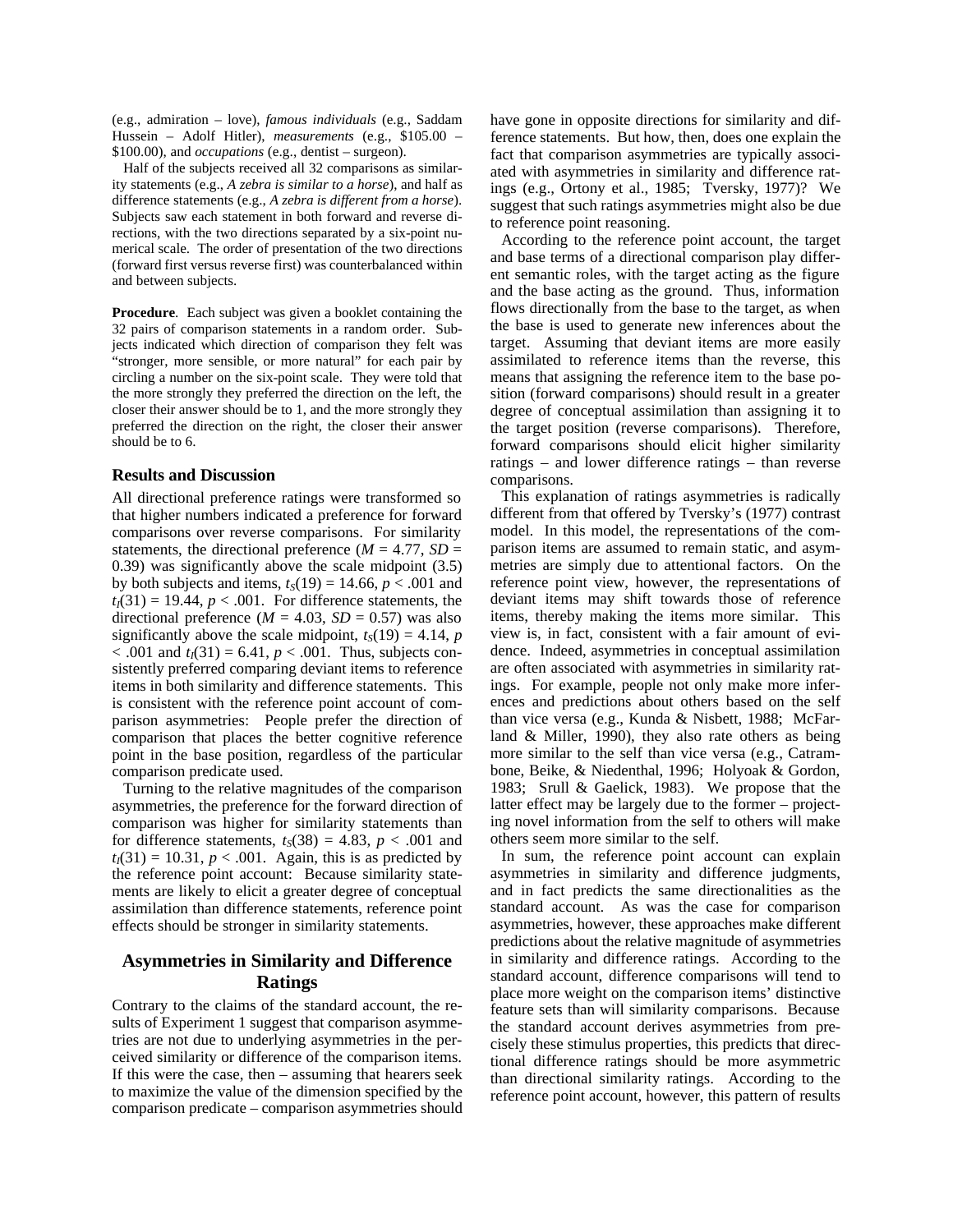(e.g., admiration – love), *famous individuals* (e.g., Saddam Hussein – Adolf Hitler), *measurements* (e.g., \$105.00 – \$100.00), and *occupations* (e.g., dentist – surgeon).

Half of the subjects received all 32 comparisons as similarity statements (e.g., *A zebra is similar to a horse*), and half as difference statements (e.g., *A zebra is different from a horse*). Subjects saw each statement in both forward and reverse directions, with the two directions separated by a six-point numerical scale. The order of presentation of the two directions (forward first versus reverse first) was counterbalanced within and between subjects.

**Procedure**. Each subject was given a booklet containing the 32 pairs of comparison statements in a random order. Subjects indicated which direction of comparison they felt was "stronger, more sensible, or more natural" for each pair by circling a number on the six-point scale. They were told that the more strongly they preferred the direction on the left, the closer their answer should be to 1, and the more strongly they preferred the direction on the right, the closer their answer should be to 6.

### Results and Discussion

All directional preference ratings were transformed so that higher numbers indicated a preference for forward comparisons over reverse comparisons. For similarity statements, the directional preference ($M$ = 4.77, $SD$ = 0.39) was significantly above the scale midpoint (3.5) by both subjects and items, $t_S(19) = 14.66$, $p < .001$ and $t_I(31) = 19.44$, $p < .001$. For difference statements, the directional preference ($M$ = 4.03, $SD$ = 0.57) was also significantly above the scale midpoint, $t_S(19) = 4.14$, $p < .001$ and $t_I(31) = 6.41$, $p < .001$. Thus, subjects consistently preferred comparing deviant items to reference items in both similarity and difference statements. This is consistent with the reference point account of comparison asymmetries: People prefer the direction of comparison that places the better cognitive reference point in the base position, regardless of the particular comparison predicate used.

Turning to the relative magnitudes of the comparison asymmetries, the preference for the forward direction of comparison was higher for similarity statements than for difference statements, $t_S(38) = 4.83$, $p < .001$ and $t_I(31) = 10.31$, $p < .001$. Again, this is as predicted by the reference point account: Because similarity statements are likely to elicit a greater degree of conceptual assimilation than difference statements, reference point effects should be stronger in similarity statements.

## Asymmetries in Similarity and Difference Ratings

Contrary to the claims of the standard account, the results of Experiment 1 suggest that comparison asymmetries are not due to underlying asymmetries in the perceived similarity or difference of the comparison items. If this were the case, then – assuming that hearers seek to maximize the value of the dimension specified by the comparison predicate – comparison asymmetries should have gone in opposite directions for similarity and difference statements. But how, then, does one explain the fact that comparison asymmetries are typically associated with asymmetries in similarity and difference ratings (e.g., Ortony et al., 1985; Tversky, 1977)? We suggest that such ratings asymmetries might also be due to reference point reasoning.

According to the reference point account, the target and base terms of a directional comparison play different semantic roles, with the target acting as the figure and the base acting as the ground. Thus, information flows directionally from the base to the target, as when the base is used to generate new inferences about the target. Assuming that deviant items are more easily assimilated to reference items than the reverse, this means that assigning the reference item to the base position (forward comparisons) should result in a greater degree of conceptual assimilation than assigning it to the target position (reverse comparisons). Therefore, forward comparisons should elicit higher similarity ratings – and lower difference ratings – than reverse comparisons.

This explanation of ratings asymmetries is radically different from that offered by Tversky's (1977) contrast model. In this model, the representations of the comparison items are assumed to remain static, and asymmetries are simply due to attentional factors. On the reference point view, however, the representations of deviant items may shift towards those of reference items, thereby making the items more similar. This view is, in fact, consistent with a fair amount of evidence. Indeed, asymmetries in conceptual assimilation are often associated with asymmetries in similarity ratings. For example, people not only make more inferences and predictions about others based on the self than vice versa (e.g., Kunda & Nisbett, 1988; McFarland & Miller, 1990), they also rate others as being more similar to the self than vice versa (e.g., Catrambone, Beike, & Niedenthal, 1996; Holyoak & Gordon, 1983; Srull & Gaelick, 1983). We propose that the latter effect may be largely due to the former – projecting novel information from the self to others will make others seem more similar to the self.

In sum, the reference point account can explain asymmetries in similarity and difference judgments, and in fact predicts the same directionalities as the standard account. As was the case for comparison asymmetries, however, these approaches make different predictions about the relative magnitude of asymmetries in similarity and difference ratings. According to the standard account, difference comparisons will tend to place more weight on the comparison items' distinctive feature sets than will similarity comparisons. Because the standard account derives asymmetries from precisely these stimulus properties, this predicts that directional difference ratings should be more asymmetric than directional similarity ratings. According to the reference point account, however, this pattern of results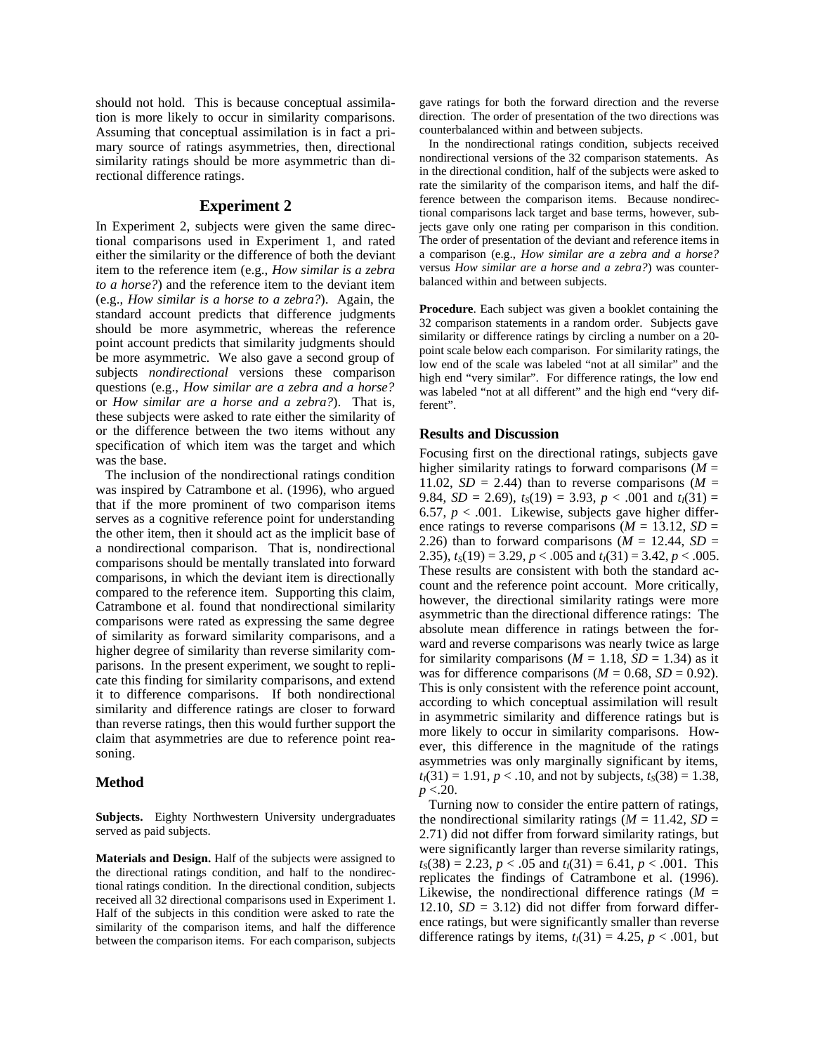should not hold. This is because conceptual assimilation is more likely to occur in similarity comparisons. Assuming that conceptual assimilation is in fact a primary source of ratings asymmetries, then, directional similarity ratings should be more asymmetric than directional difference ratings.

## Experiment 2

In Experiment 2, subjects were given the same directional comparisons used in Experiment 1, and rated either the similarity or the difference of both the deviant item to the reference item (e.g., *How similar is a zebra to a horse?*) and the reference item to the deviant item (e.g., *How similar is a horse to a zebra?*). Again, the standard account predicts that difference judgments should be more asymmetric, whereas the reference point account predicts that similarity judgments should be more asymmetric. We also gave a second group of subjects *nondirectional* versions these comparison questions (e.g., *How similar are a zebra and a horse?* or *How similar are a horse and a zebra?*). That is, these subjects were asked to rate either the similarity of or the difference between the two items without any specification of which item was the target and which was the base.

The inclusion of the nondirectional ratings condition was inspired by Catrambone et al. (1996), who argued that if the more prominent of two comparison items serves as a cognitive reference point for understanding the other item, then it should act as the implicit base of a nondirectional comparison. That is, nondirectional comparisons should be mentally translated into forward comparisons, in which the deviant item is directionally compared to the reference item. Supporting this claim, Catrambone et al. found that nondirectional similarity comparisons were rated as expressing the same degree of similarity as forward similarity comparisons, and a higher degree of similarity than reverse similarity comparisons. In the present experiment, we sought to replicate this finding for similarity comparisons, and extend it to difference comparisons. If both nondirectional similarity and difference ratings are closer to forward than reverse ratings, then this would further support the claim that asymmetries are due to reference point reasoning.

### Method

**Subjects.** Eighty Northwestern University undergraduates served as paid subjects.

**Materials and Design.** Half of the subjects were assigned to the directional ratings condition, and half to the nondirectional ratings condition. In the directional condition, subjects received all 32 directional comparisons used in Experiment 1. Half of the subjects in this condition were asked to rate the similarity of the comparison items, and half the difference between the comparison items. For each comparison, subjects gave ratings for both the forward direction and the reverse direction. The order of presentation of the two directions was counterbalanced within and between subjects.

In the nondirectional ratings condition, subjects received nondirectional versions of the 32 comparison statements. As in the directional condition, half of the subjects were asked to rate the similarity of the comparison items, and half the difference between the comparison items. Because nondirectional comparisons lack target and base terms, however, subjects gave only one rating per comparison in this condition. The order of presentation of the deviant and reference items in a comparison (e.g., *How similar are a zebra and a horse?* versus *How similar are a horse and a zebra?*) was counterbalanced within and between subjects.

**Procedure**. Each subject was given a booklet containing the 32 comparison statements in a random order. Subjects gave similarity or difference ratings by circling a number on a 20-point scale below each comparison. For similarity ratings, the low end of the scale was labeled "not at all similar" and the high end "very similar". For difference ratings, the low end was labeled "not at all different" and the high end "very different".

### Results and Discussion

Focusing first on the directional ratings, subjects gave higher similarity ratings to forward comparisons ($M$ = 11.02, $SD$ = 2.44) than to reverse comparisons ($M$ = 9.84, $SD$ = 2.69), $t_S(19) = 3.93$, $p < .001$ and $t_I(31) = 6.57$, $p < .001$. Likewise, subjects gave higher difference ratings to reverse comparisons ($M$ = 13.12, $SD$ = 2.26) than to forward comparisons ($M$ = 12.44, $SD$ = 2.35), $t_S(19) = 3.29$, $p < .005$ and $t_I(31) = 3.42$, $p < .005$. These results are consistent with both the standard account and the reference point account. More critically, however, the directional similarity ratings were more asymmetric than the directional difference ratings: The absolute mean difference in ratings between the forward and reverse comparisons was nearly twice as large for similarity comparisons ($M$ = 1.18, $SD$ = 1.34) as it was for difference comparisons ($M$ = 0.68, $SD$ = 0.92). This is only consistent with the reference point account, according to which conceptual assimilation will result in asymmetric similarity and difference ratings but is more likely to occur in similarity comparisons. However, this difference in the magnitude of the ratings asymmetries was only marginally significant by items, $t_I(31) = 1.91$, $p < .10$, and not by subjects, $t_S(38) = 1.38$, $p < .20$.

Turning now to consider the entire pattern of ratings, the nondirectional similarity ratings ($M$ = 11.42, $SD$ = 2.71) did not differ from forward similarity ratings, but were significantly larger than reverse similarity ratings, $t_S(38) = 2.23$, $p < .05$ and $t_I(31) = 6.41$, $p < .001$. This replicates the findings of Catrambone et al. (1996). Likewise, the nondirectional difference ratings ($M$ = 12.10, $SD$ = 3.12) did not differ from forward difference ratings, but were significantly smaller than reverse difference ratings by items, $t_I(31) = 4.25$, $p < .001$, but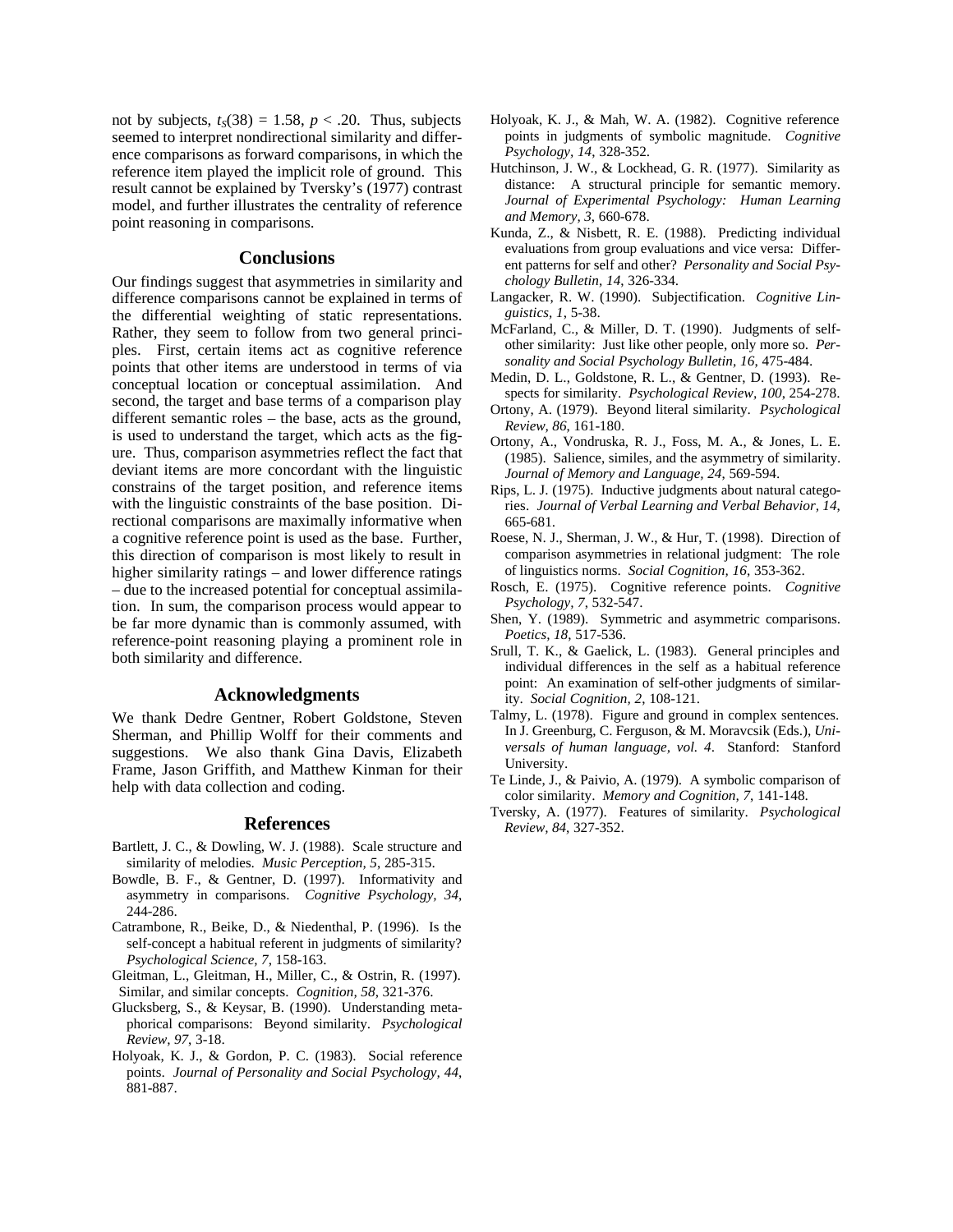not by subjects, $t_S(38) = 1.58$, $p < .20$. Thus, subjects seemed to interpret nondirectional similarity and difference comparisons as forward comparisons, in which the reference item played the implicit role of ground. This result cannot be explained by Tversky's (1977) contrast model, and further illustrates the centrality of reference point reasoning in comparisons.

## Conclusions

Our findings suggest that asymmetries in similarity and difference comparisons cannot be explained in terms of the differential weighting of static representations. Rather, they seem to follow from two general principles. First, certain items act as cognitive reference points that other items are understood in terms of via conceptual location or conceptual assimilation. And second, the target and base terms of a comparison play different semantic roles – the base, acts as the ground, is used to understand the target, which acts as the figure. Thus, comparison asymmetries reflect the fact that deviant items are more concordant with the linguistic constrains of the target position, and reference items with the linguistic constraints of the base position. Directional comparisons are maximally informative when a cognitive reference point is used as the base. Further, this direction of comparison is most likely to result in higher similarity ratings – and lower difference ratings – due to the increased potential for conceptual assimilation. In sum, the comparison process would appear to be far more dynamic than is commonly assumed, with reference-point reasoning playing a prominent role in both similarity and difference.

## Acknowledgments

We thank Dedre Gentner, Robert Goldstone, Steven Sherman, and Phillip Wolff for their comments and suggestions. We also thank Gina Davis, Elizabeth Frame, Jason Griffith, and Matthew Kinman for their help with data collection and coding.

## References

Bartlett, J. C., & Dowling, W. J. (1988). Scale structure and similarity of melodies. *Music Perception, 5*, 285-315.

Bowdle, B. F., & Gentner, D. (1997). Informativity and asymmetry in comparisons. *Cognitive Psychology, 34*, 244-286.

Catrambone, R., Beike, D., & Niedenthal, P. (1996). Is the self-concept a habitual referent in judgments of similarity? *Psychological Science, 7*, 158-163.

Gleitman, L., Gleitman, H., Miller, C., & Ostrin, R. (1997). Similar, and similar concepts. *Cognition, 58*, 321-376.

Glucksberg, S., & Keysar, B. (1990). Understanding metaphorical comparisons: Beyond similarity. *Psychological Review, 97*, 3-18.

Holyoak, K. J., & Gordon, P. C. (1983). Social reference points. *Journal of Personality and Social Psychology, 44*, 881-887.

Holyoak, K. J., & Mah, W. A. (1982). Cognitive reference points in judgments of symbolic magnitude. *Cognitive Psychology, 14*, 328-352.

Hutchinson, J. W., & Lockhead, G. R. (1977). Similarity as distance: A structural principle for semantic memory. *Journal of Experimental Psychology: Human Learning and Memory, 3*, 660-678.

Kunda, Z., & Nisbett, R. E. (1988). Predicting individual evaluations from group evaluations and vice versa: Different patterns for self and other? *Personality and Social Psychology Bulletin, 14*, 326-334.

Langacker, R. W. (1990). Subjectification. *Cognitive Linguistics, 1*, 5-38.

McFarland, C., & Miller, D. T. (1990). Judgments of self-other similarity: Just like other people, only more so. *Personality and Social Psychology Bulletin, 16*, 475-484.

Medin, D. L., Goldstone, R. L., & Gentner, D. (1993). Respects for similarity. *Psychological Review, 100*, 254-278.

Ortony, A. (1979). Beyond literal similarity. *Psychological Review, 86*, 161-180.

Ortony, A., Vondruska, R. J., Foss, M. A., & Jones, L. E. (1985). Salience, similes, and the asymmetry of similarity. *Journal of Memory and Language, 24*, 569-594.

Rips, L. J. (1975). Inductive judgments about natural categories. *Journal of Verbal Learning and Verbal Behavior, 14*, 665-681.

Roese, N. J., Sherman, J. W., & Hur, T. (1998). Direction of comparison asymmetries in relational judgment: The role of linguistics norms. *Social Cognition, 16*, 353-362.

Rosch, E. (1975). Cognitive reference points. *Cognitive Psychology, 7*, 532-547.

Shen, Y. (1989). Symmetric and asymmetric comparisons. *Poetics, 18*, 517-536.

Srull, T. K., & Gaelick, L. (1983). General principles and individual differences in the self as a habitual reference point: An examination of self-other judgments of similarity. *Social Cognition, 2*, 108-121.

Talmy, L. (1978). Figure and ground in complex sentences. In J. Greenburg, C. Ferguson, & M. Moravcsik (Eds.), *Universals of human language, vol. 4*. Stanford: Stanford University.

Te Linde, J., & Paivio, A. (1979). A symbolic comparison of color similarity. *Memory and Cognition, 7*, 141-148.

Tversky, A. (1977). Features of similarity. *Psychological Review, 84*, 327-352.